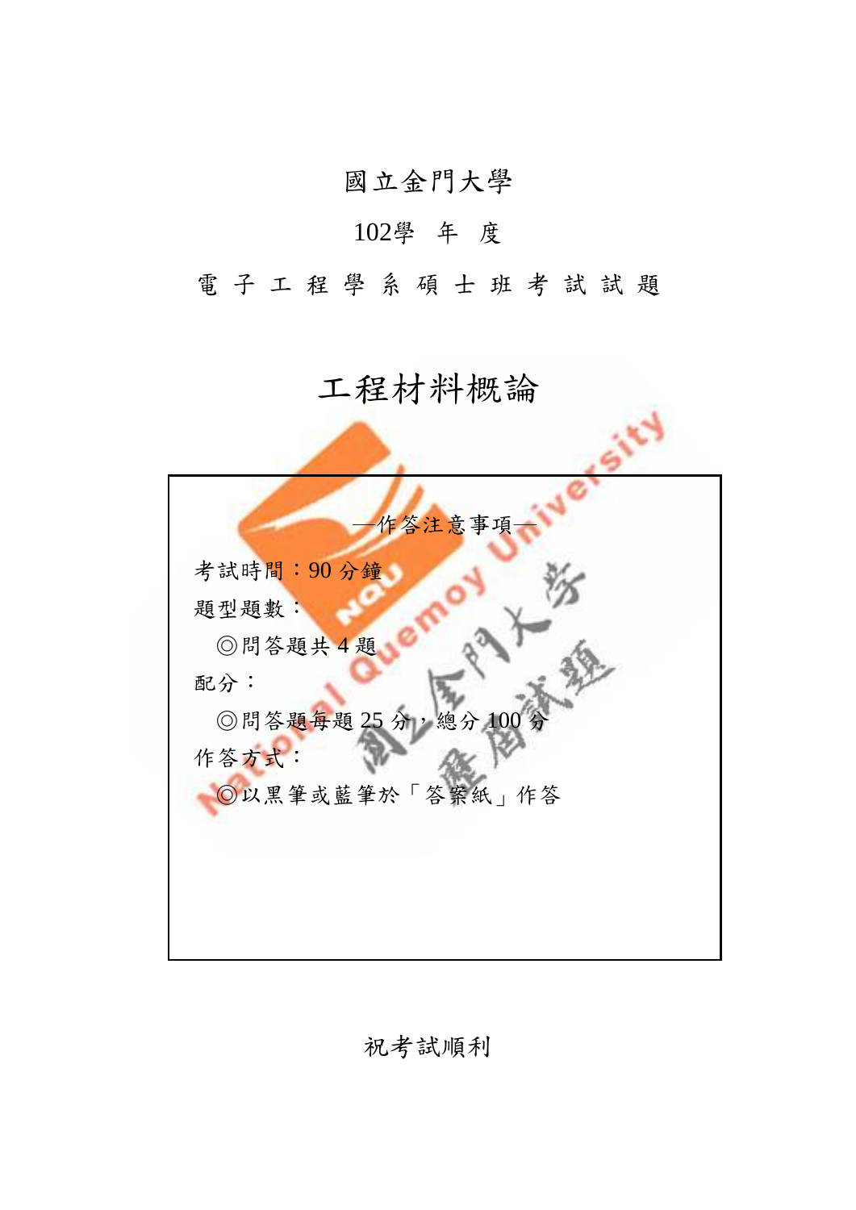國立金門大學

102學 年 度

電 子 工 程 學 系 碩 士 班 考 試 試 題

# 工程材料概論

—作答注意事項—

考試時間：90 分鐘

題型題數：

◎問答題共 4 題

配分：

◎問答題每題 25 分，總分 100 分

作答方式：

◎以黑筆或藍筆於「答案紙」作答

祝考試順利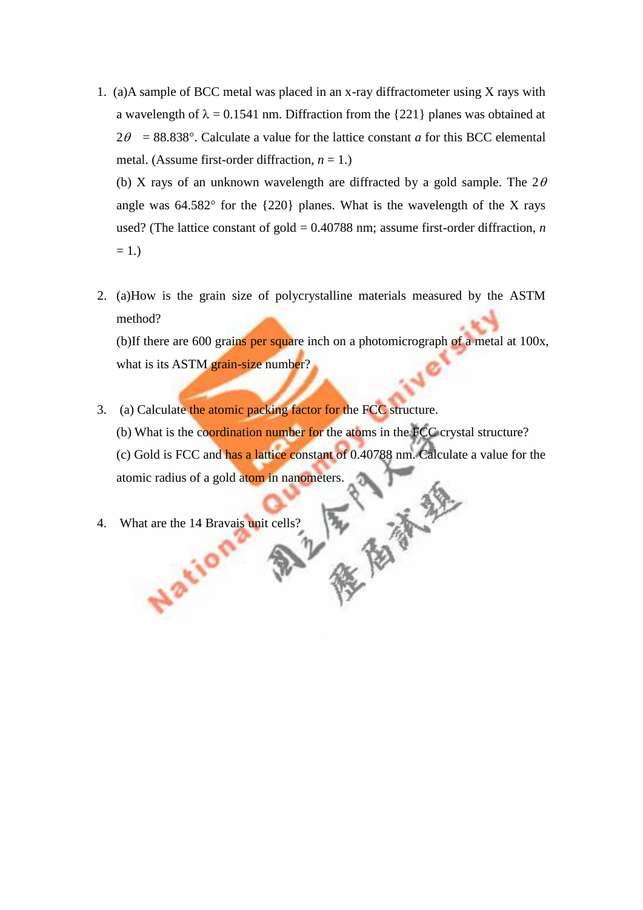1. (a)A sample of BCC metal was placed in an x-ray diffractometer using X rays with a wavelength of $\lambda = 0.1541$ nm. Diffraction from the {221} planes was obtained at $2\theta = 88.838°$. Calculate a value for the lattice constant $a$ for this BCC elemental metal. (Assume first-order diffraction, $n = 1$.)

   (b) X rays of an unknown wavelength are diffracted by a gold sample. The $2\theta$ angle was 64.582° for the {220} planes. What is the wavelength of the X rays used? (The lattice constant of gold = 0.40788 nm; assume first-order diffraction, $n = 1$.)

2. (a)How is the grain size of polycrystalline materials measured by the ASTM method?

   (b)If there are 600 grains per square inch on a photomicrograph of a metal at 100x, what is its ASTM grain-size number?

3. (a) Calculate the atomic packing factor for the FCC structure.

   (b) What is the coordination number for the atoms in the FCC crystal structure?

   (c) Gold is FCC and has a lattice constant of 0.40788 nm. Calculate a value for the atomic radius of a gold atom in nanometers.

4. What are the 14 Bravais unit cells?